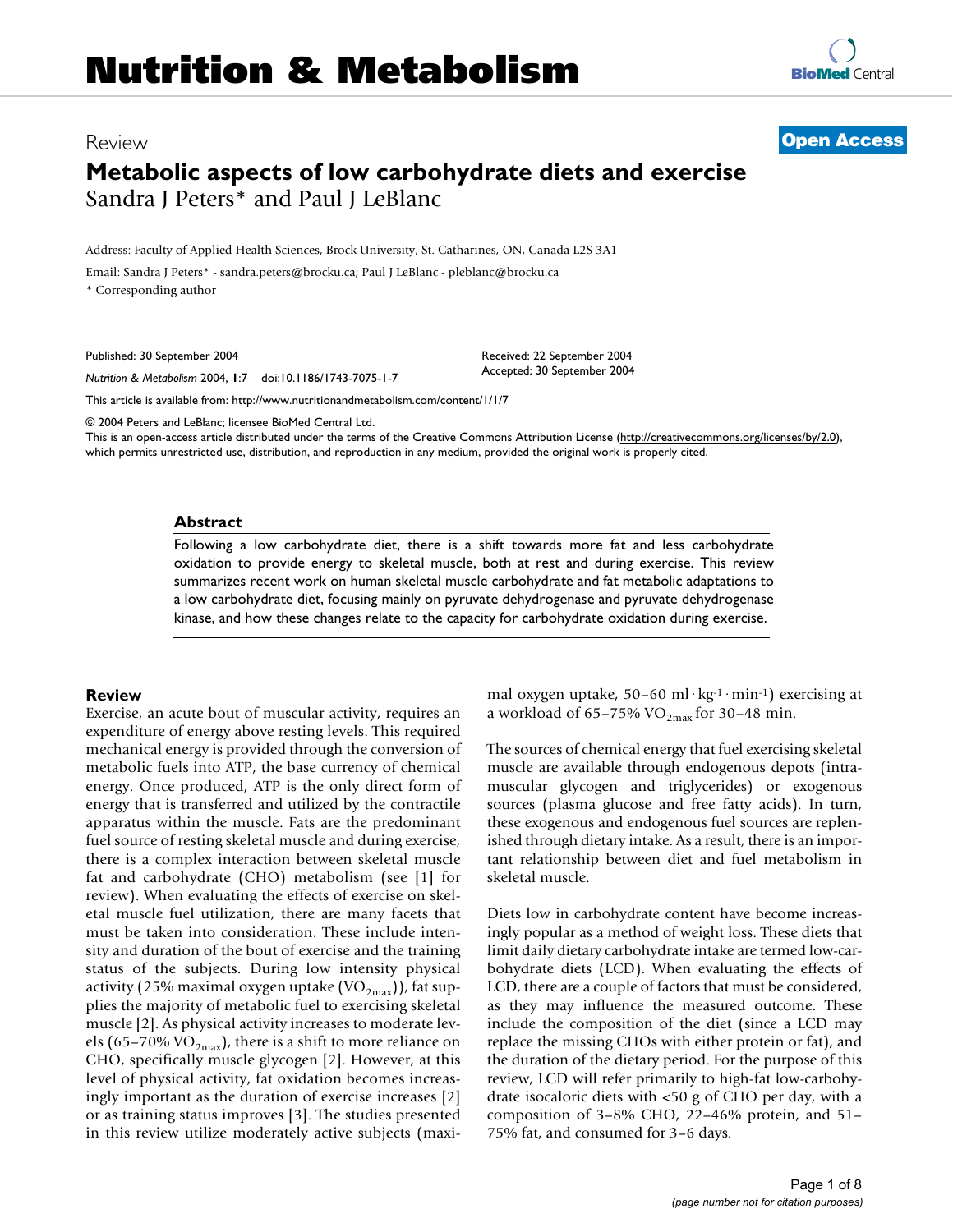# Metabolic aspects of low carbohydrate diets and exercise

Review

Open Access

Sandra J Peters* and Paul J LeBlanc

Address: Faculty of Applied Health Sciences, Brock University, St. Catharines, ON, Canada L2S 3A1

Email: Sandra J Peters* - sandra.peters@brocku.ca; Paul J LeBlanc - pleblanc@brocku.ca

* Corresponding author

Published: 30 September 2004

*Nutrition & Metabolism* 2004, **1**:7 doi:10.1186/1743-7075-1-7

Received: 22 September 2004
Accepted: 30 September 2004

This article is available from: http://www.nutritionandmetabolism.com/content/1/1/7

© 2004 Peters and LeBlanc; licensee BioMed Central Ltd.
This is an open-access article distributed under the terms of the Creative Commons Attribution License (http://creativecommons.org/licenses/by/2.0), which permits unrestricted use, distribution, and reproduction in any medium, provided the original work is properly cited.

## Abstract

Following a low carbohydrate diet, there is a shift towards more fat and less carbohydrate oxidation to provide energy to skeletal muscle, both at rest and during exercise. This review summarizes recent work on human skeletal muscle carbohydrate and fat metabolic adaptations to a low carbohydrate diet, focusing mainly on pyruvate dehydrogenase and pyruvate dehydrogenase kinase, and how these changes relate to the capacity for carbohydrate oxidation during exercise.

## Review

Exercise, an acute bout of muscular activity, requires an expenditure of energy above resting levels. This required mechanical energy is provided through the conversion of metabolic fuels into ATP, the base currency of chemical energy. Once produced, ATP is the only direct form of energy that is transferred and utilized by the contractile apparatus within the muscle. Fats are the predominant fuel source of resting skeletal muscle and during exercise, there is a complex interaction between skeletal muscle fat and carbohydrate (CHO) metabolism (see [1] for review). When evaluating the effects of exercise on skeletal muscle fuel utilization, there are many facets that must be taken into consideration. These include intensity and duration of the bout of exercise and the training status of the subjects. During low intensity physical activity (25% maximal oxygen uptake ($VO_{2max}$)), fat supplies the majority of metabolic fuel to exercising skeletal muscle [2]. As physical activity increases to moderate levels (65–70% $VO_{2max}$), there is a shift to more reliance on CHO, specifically muscle glycogen [2]. However, at this level of physical activity, fat oxidation becomes increasingly important as the duration of exercise increases [2] or as training status improves [3]. The studies presented in this review utilize moderately active subjects (maximal oxygen uptake, 50–60 $ml \cdot kg^{-1} \cdot min^{-1}$) exercising at a workload of 65–75% $VO_{2max}$ for 30–48 min.

The sources of chemical energy that fuel exercising skeletal muscle are available through endogenous depots (intramuscular glycogen and triglycerides) or exogenous sources (plasma glucose and free fatty acids). In turn, these exogenous and endogenous fuel sources are replenished through dietary intake. As a result, there is an important relationship between diet and fuel metabolism in skeletal muscle.

Diets low in carbohydrate content have become increasingly popular as a method of weight loss. These diets that limit daily dietary carbohydrate intake are termed low-carbohydrate diets (LCD). When evaluating the effects of LCD, there are a couple of factors that must be considered, as they may influence the measured outcome. These include the composition of the diet (since a LCD may replace the missing CHOs with either protein or fat), and the duration of the dietary period. For the purpose of this review, LCD will refer primarily to high-fat low-carbohydrate isocaloric diets with <50 g of CHO per day, with a composition of 3–8% CHO, 22–46% protein, and 51–75% fat, and consumed for 3–6 days.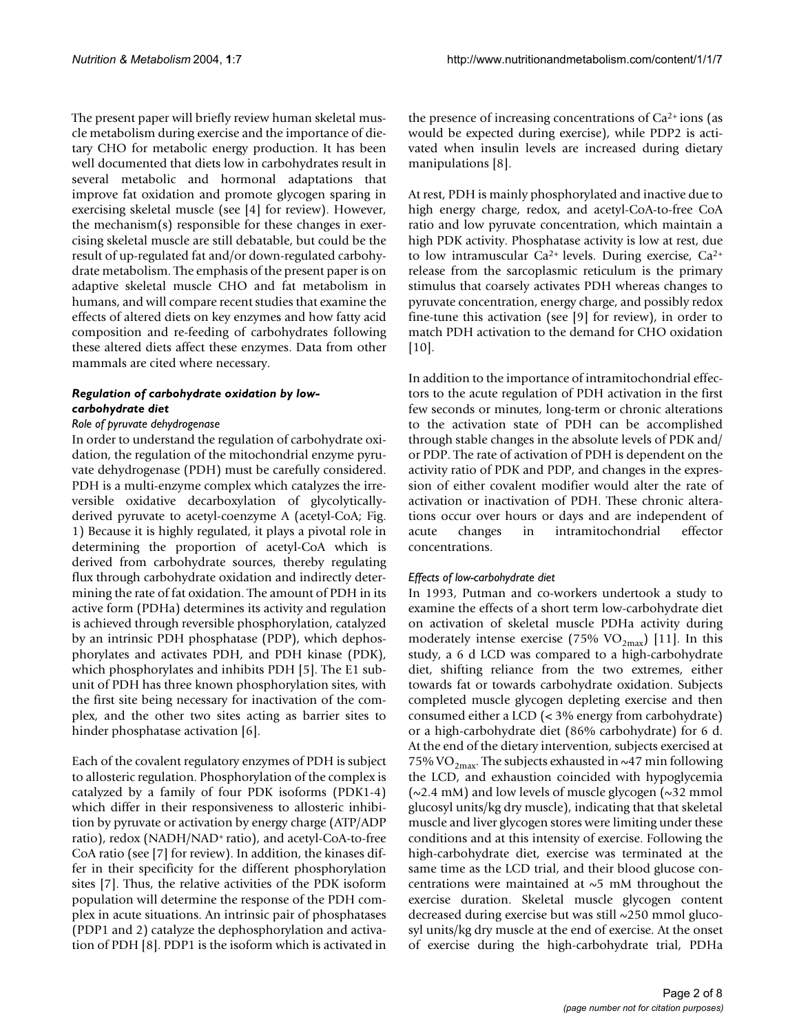The present paper will briefly review human skeletal muscle metabolism during exercise and the importance of dietary CHO for metabolic energy production. It has been well documented that diets low in carbohydrates result in several metabolic and hormonal adaptations that improve fat oxidation and promote glycogen sparing in exercising skeletal muscle (see [4] for review). However, the mechanism(s) responsible for these changes in exercising skeletal muscle are still debatable, but could be the result of up-regulated fat and/or down-regulated carbohydrate metabolism. The emphasis of the present paper is on adaptive skeletal muscle CHO and fat metabolism in humans, and will compare recent studies that examine the effects of altered diets on key enzymes and how fatty acid composition and re-feeding of carbohydrates following these altered diets affect these enzymes. Data from other mammals are cited where necessary.

### *Regulation of carbohydrate oxidation by low-carbohydrate diet*

#### *Role of pyruvate dehydrogenase*

In order to understand the regulation of carbohydrate oxidation, the regulation of the mitochondrial enzyme pyruvate dehydrogenase (PDH) must be carefully considered. PDH is a multi-enzyme complex which catalyzes the irreversible oxidative decarboxylation of glycolytically-derived pyruvate to acetyl-coenzyme A (acetyl-CoA; Fig. 1) Because it is highly regulated, it plays a pivotal role in determining the proportion of acetyl-CoA which is derived from carbohydrate sources, thereby regulating flux through carbohydrate oxidation and indirectly determining the rate of fat oxidation. The amount of PDH in its active form (PDHa) determines its activity and regulation is achieved through reversible phosphorylation, catalyzed by an intrinsic PDH phosphatase (PDP), which dephosphorylates and activates PDH, and PDH kinase (PDK), which phosphorylates and inhibits PDH [5]. The E1 subunit of PDH has three known phosphorylation sites, with the first site being necessary for inactivation of the complex, and the other two sites acting as barrier sites to hinder phosphatase activation [6].

Each of the covalent regulatory enzymes of PDH is subject to allosteric regulation. Phosphorylation of the complex is catalyzed by a family of four PDK isoforms (PDK1-4) which differ in their responsiveness to allosteric inhibition by pyruvate or activation by energy charge (ATP/ADP ratio), redox (NADH/$NAD^+$ ratio), and acetyl-CoA-to-free CoA ratio (see [7] for review). In addition, the kinases differ in their specificity for the different phosphorylation sites [7]. Thus, the relative activities of the PDK isoform population will determine the response of the PDH complex in acute situations. An intrinsic pair of phosphatases (PDP1 and 2) catalyze the dephosphorylation and activation of PDH [8]. PDP1 is the isoform which is activated in the presence of increasing concentrations of $Ca^{2+}$ ions (as would be expected during exercise), while PDP2 is activated when insulin levels are increased during dietary manipulations [8].

At rest, PDH is mainly phosphorylated and inactive due to high energy charge, redox, and acetyl-CoA-to-free CoA ratio and low pyruvate concentration, which maintain a high PDK activity. Phosphatase activity is low at rest, due to low intramuscular $Ca^{2+}$ levels. During exercise, $Ca^{2+}$ release from the sarcoplasmic reticulum is the primary stimulus that coarsely activates PDH whereas changes to pyruvate concentration, energy charge, and possibly redox fine-tune this activation (see [9] for review), in order to match PDH activation to the demand for CHO oxidation [10].

In addition to the importance of intramitochondrial effectors to the acute regulation of PDH activation in the first few seconds or minutes, long-term or chronic alterations to the activation state of PDH can be accomplished through stable changes in the absolute levels of PDK and/or PDP. The rate of activation of PDH is dependent on the activity ratio of PDK and PDP, and changes in the expression of either covalent modifier would alter the rate of activation or inactivation of PDH. These chronic alterations occur over hours or days and are independent of acute changes in intramitochondrial effector concentrations.

#### *Effects of low-carbohydrate diet*

In 1993, Putman and co-workers undertook a study to examine the effects of a short term low-carbohydrate diet on activation of skeletal muscle PDHa activity during moderately intense exercise (75% $VO_{2max}$) [11]. In this study, a 6 d LCD was compared to a high-carbohydrate diet, shifting reliance from the two extremes, either towards fat or towards carbohydrate oxidation. Subjects completed muscle glycogen depleting exercise and then consumed either a LCD (< 3% energy from carbohydrate) or a high-carbohydrate diet (86% carbohydrate) for 6 d. At the end of the dietary intervention, subjects exercised at 75% $VO_{2max}$. The subjects exhausted in ~47 min following the LCD, and exhaustion coincided with hypoglycemia (~2.4 mM) and low levels of muscle glycogen (~32 mmol glucosyl units/kg dry muscle), indicating that that skeletal muscle and liver glycogen stores were limiting under these conditions and at this intensity of exercise. Following the high-carbohydrate diet, exercise was terminated at the same time as the LCD trial, and their blood glucose concentrations were maintained at ~5 mM throughout the exercise duration. Skeletal muscle glycogen content decreased during exercise but was still ~250 mmol glucosyl units/kg dry muscle at the end of exercise. At the onset of exercise during the high-carbohydrate trial, PDHa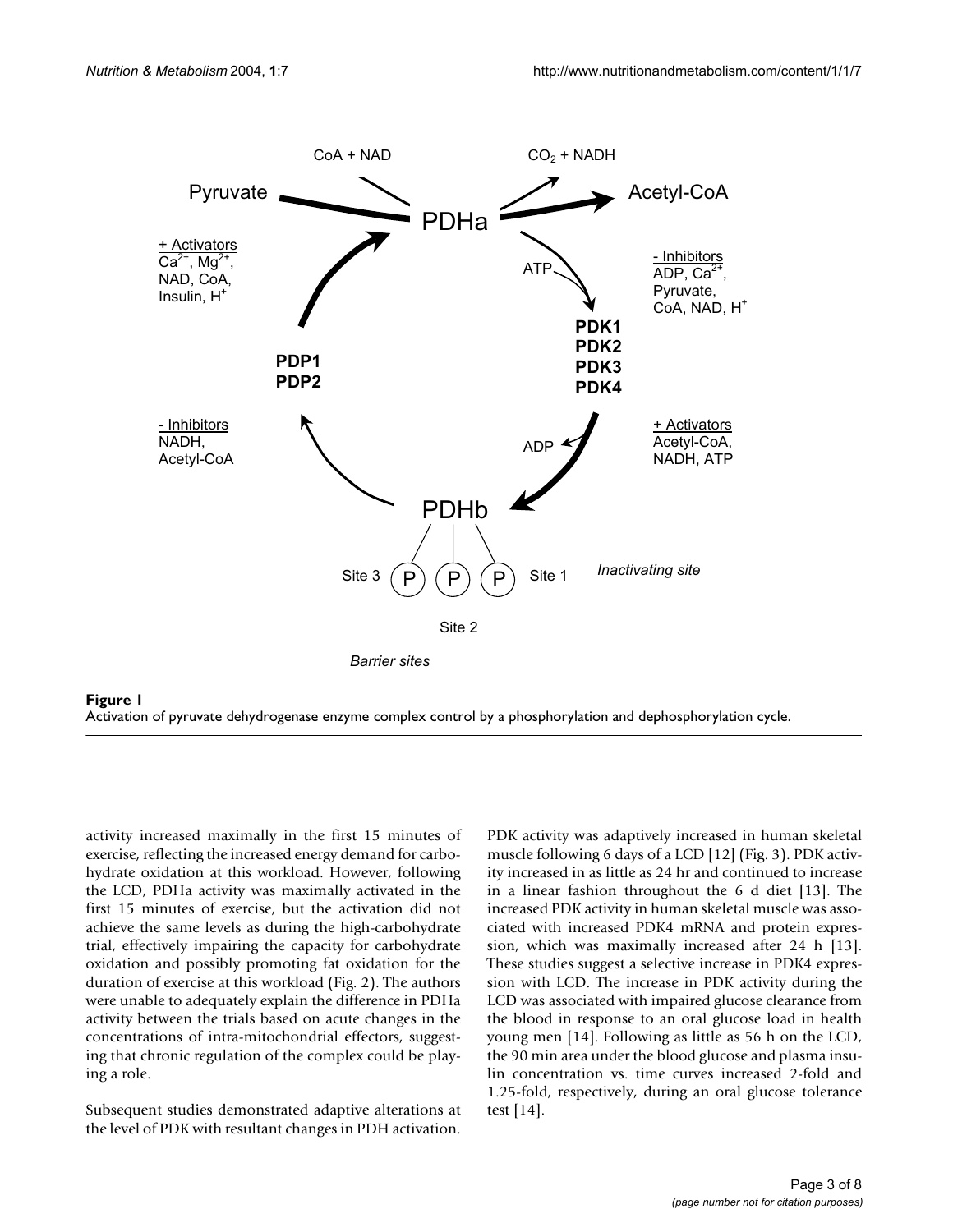**Figure 1**
Activation of pyruvate dehydrogenase enzyme complex control by a phosphorylation and dephosphorylation cycle.

activity increased maximally in the first 15 minutes of exercise, reflecting the increased energy demand for carbohydrate oxidation at this workload. However, following the LCD, PDHa activity was maximally activated in the first 15 minutes of exercise, but the activation did not achieve the same levels as during the high-carbohydrate trial, effectively impairing the capacity for carbohydrate oxidation and possibly promoting fat oxidation for the duration of exercise at this workload (Fig. 2). The authors were unable to adequately explain the difference in PDHa activity between the trials based on acute changes in the concentrations of intra-mitochondrial effectors, suggesting that chronic regulation of the complex could be playing a role.

Subsequent studies demonstrated adaptive alterations at the level of PDK with resultant changes in PDH activation. PDK activity was adaptively increased in human skeletal muscle following 6 days of a LCD [12] (Fig. 3). PDK activity increased in as little as 24 hr and continued to increase in a linear fashion throughout the 6 d diet [13]. The increased PDK activity in human skeletal muscle was associated with increased PDK4 mRNA and protein expression, which was maximally increased after 24 h [13]. These studies suggest a selective increase in PDK4 expression with LCD. The increase in PDK activity during the LCD was associated with impaired glucose clearance from the blood in response to an oral glucose load in health young men [14]. Following as little as 56 h on the LCD, the 90 min area under the blood glucose and plasma insulin concentration vs. time curves increased 2-fold and 1.25-fold, respectively, during an oral glucose tolerance test [14].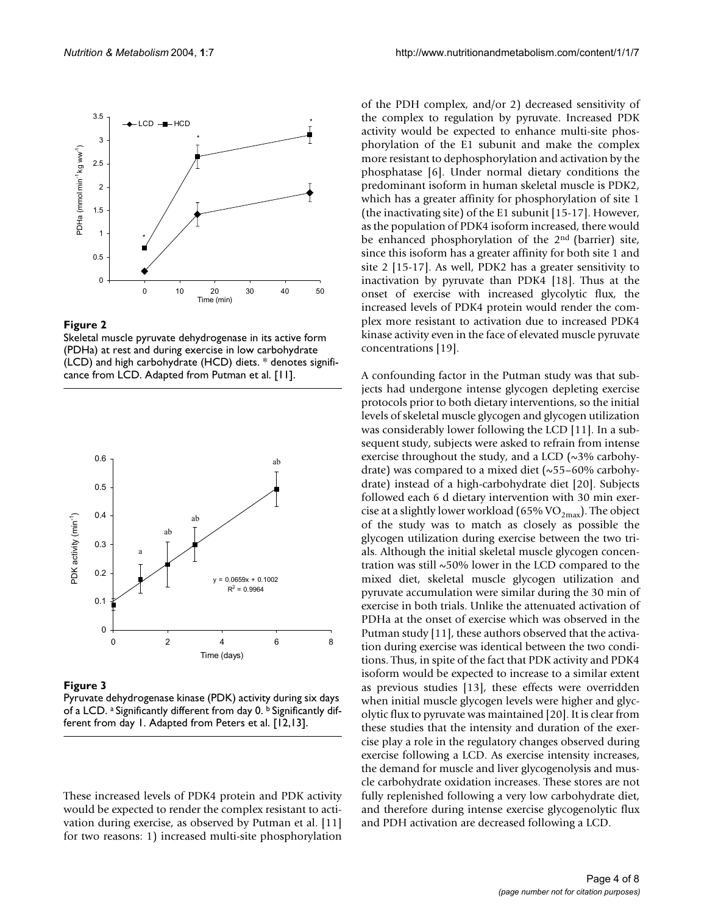**Figure 2**
Skeletal muscle pyruvate dehydrogenase in its active form (PDHa) at rest and during exercise in low carbohydrate (LCD) and high carbohydrate (HCD) diets. * denotes significance from LCD. Adapted from Putman et al. [11].

**Figure 3**
Pyruvate dehydrogenase kinase (PDK) activity during six days of a LCD. [a] Significantly different from day 0. [b] Significantly different from day 1. Adapted from Peters et al. [12,13].

These increased levels of PDK4 protein and PDK activity would be expected to render the complex resistant to activation during exercise, as observed by Putman et al. [11] for two reasons: 1) increased multi-site phosphorylation of the PDH complex, and/or 2) decreased sensitivity of the complex to regulation by pyruvate. Increased PDK activity would be expected to enhance multi-site phosphorylation of the E1 subunit and make the complex more resistant to dephosphorylation and activation by the phosphatase [6]. Under normal dietary conditions the predominant isoform in human skeletal muscle is PDK2, which has a greater affinity for phosphorylation of site 1 (the inactivating site) of the E1 subunit [15-17]. However, as the population of PDK4 isoform increased, there would be enhanced phosphorylation of the 2nd (barrier) site, since this isoform has a greater affinity for both site 1 and site 2 [15-17]. As well, PDK2 has a greater sensitivity to inactivation by pyruvate than PDK4 [18]. Thus at the onset of exercise with increased glycolytic flux, the increased levels of PDK4 protein would render the complex more resistant to activation due to increased PDK4 kinase activity even in the face of elevated muscle pyruvate concentrations [19].

A confounding factor in the Putman study was that subjects had undergone intense glycogen depleting exercise protocols prior to both dietary interventions, so the initial levels of skeletal muscle glycogen and glycogen utilization was considerably lower following the LCD [11]. In a subsequent study, subjects were asked to refrain from intense exercise throughout the study, and a LCD (~3% carbohydrate) was compared to a mixed diet (~55–60% carbohydrate) instead of a high-carbohydrate diet [20]. Subjects followed each 6 d dietary intervention with 30 min exercise at a slightly lower workload (65% $VO_{2max}$). The object of the study was to match as closely as possible the glycogen utilization during exercise between the two trials. Although the initial skeletal muscle glycogen concentration was still ~50% lower in the LCD compared to the mixed diet, skeletal muscle glycogen utilization and pyruvate accumulation were similar during the 30 min of exercise in both trials. Unlike the attenuated activation of PDHa at the onset of exercise which was observed in the Putman study [11], these authors observed that the activation during exercise was identical between the two conditions. Thus, in spite of the fact that PDK activity and PDK4 isoform would be expected to increase to a similar extent as previous studies [13], these effects were overridden when initial muscle glycogen levels were higher and glycolytic flux to pyruvate was maintained [20]. It is clear from these studies that the intensity and duration of the exercise play a role in the regulatory changes observed during exercise following a LCD. As exercise intensity increases, the demand for muscle and liver glycogenolysis and muscle carbohydrate oxidation increases. These stores are not fully replenished following a very low carbohydrate diet, and therefore during intense exercise glycogenolytic flux and PDH activation are decreased following a LCD.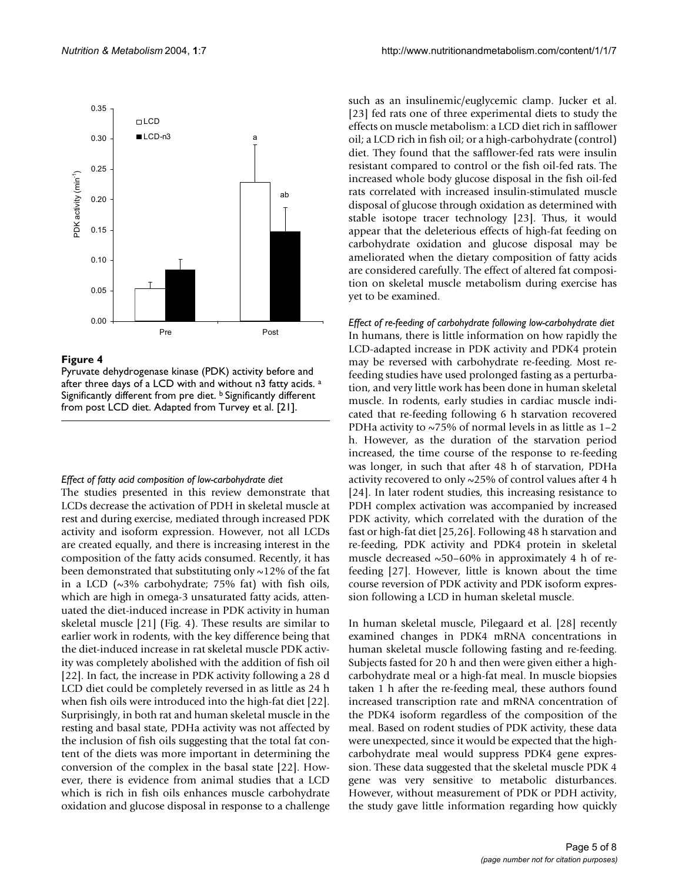**Figure 4**

Pyruvate dehydrogenase kinase (PDK) activity before and after three days of a LCD with and without n3 fatty acids. [a] Significantly different from pre diet. [b] Significantly different from post LCD diet. Adapted from Turvey et al. [21].

*Effect of fatty acid composition of low-carbohydrate diet*

The studies presented in this review demonstrate that LCDs decrease the activation of PDH in skeletal muscle at rest and during exercise, mediated through increased PDK activity and isoform expression. However, not all LCDs are created equally, and there is increasing interest in the composition of the fatty acids consumed. Recently, it has been demonstrated that substituting only ~12% of the fat in a LCD (~3% carbohydrate; 75% fat) with fish oils, which are high in omega-3 unsaturated fatty acids, attenuated the diet-induced increase in PDK activity in human skeletal muscle [21] (Fig. 4). These results are similar to earlier work in rodents, with the key difference being that the diet-induced increase in rat skeletal muscle PDK activity was completely abolished with the addition of fish oil [22]. In fact, the increase in PDK activity following a 28 d LCD diet could be completely reversed in as little as 24 h when fish oils were introduced into the high-fat diet [22]. Surprisingly, in both rat and human skeletal muscle in the resting and basal state, PDHa activity was not affected by the inclusion of fish oils suggesting that the total fat content of the diets was more important in determining the conversion of the complex in the basal state [22]. However, there is evidence from animal studies that a LCD which is rich in fish oils enhances muscle carbohydrate oxidation and glucose disposal in response to a challenge such as an insulinemic/euglycemic clamp. Jucker et al. [23] fed rats one of three experimental diets to study the effects on muscle metabolism: a LCD diet rich in safflower oil; a LCD rich in fish oil; or a high-carbohydrate (control) diet. They found that the safflower-fed rats were insulin resistant compared to control or the fish oil-fed rats. The increased whole body glucose disposal in the fish oil-fed rats correlated with increased insulin-stimulated muscle disposal of glucose through oxidation as determined with stable isotope tracer technology [23]. Thus, it would appear that the deleterious effects of high-fat feeding on carbohydrate oxidation and glucose disposal may be ameliorated when the dietary composition of fatty acids are considered carefully. The effect of altered fat composition on skeletal muscle metabolism during exercise has yet to be examined.

*Effect of re-feeding of carbohydrate following low-carbohydrate diet*

In humans, there is little information on how rapidly the LCD-adapted increase in PDK activity and PDK4 protein may be reversed with carbohydrate re-feeding. Most re-feeding studies have used prolonged fasting as a perturbation, and very little work has been done in human skeletal muscle. In rodents, early studies in cardiac muscle indicated that re-feeding following 6 h starvation recovered PDHa activity to ~75% of normal levels in as little as 1–2 h. However, as the duration of the starvation period increased, the time course of the response to re-feeding was longer, in such that after 48 h of starvation, PDHa activity recovered to only ~25% of control values after 4 h [24]. In later rodent studies, this increasing resistance to PDH complex activation was accompanied by increased PDK activity, which correlated with the duration of the fast or high-fat diet [25,26]. Following 48 h starvation and re-feeding, PDK activity and PDK4 protein in skeletal muscle decreased ~50–60% in approximately 4 h of re-feeding [27]. However, little is known about the time course reversion of PDK activity and PDK isoform expression following a LCD in human skeletal muscle.

In human skeletal muscle, Pilegaard et al. [28] recently examined changes in PDK4 mRNA concentrations in human skeletal muscle following fasting and re-feeding. Subjects fasted for 20 h and then were given either a high-carbohydrate meal or a high-fat meal. In muscle biopsies taken 1 h after the re-feeding meal, these authors found increased transcription rate and mRNA concentration of the PDK4 isoform regardless of the composition of the meal. Based on rodent studies of PDK activity, these data were unexpected, since it would be expected that the high-carbohydrate meal would suppress PDK4 gene expression. These data suggested that the skeletal muscle PDK 4 gene was very sensitive to metabolic disturbances. However, without measurement of PDK or PDH activity, the study gave little information regarding how quickly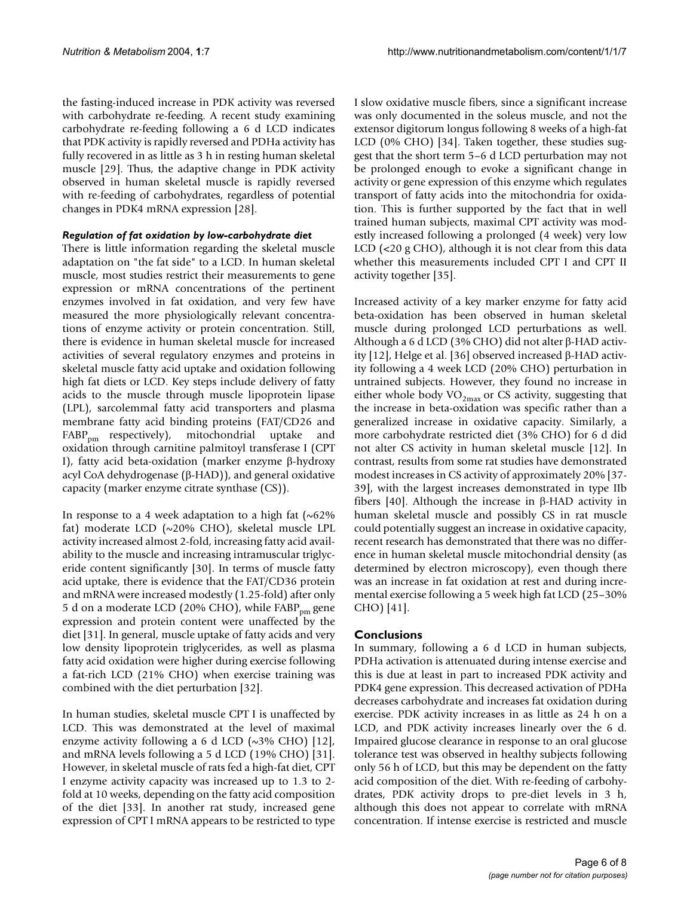the fasting-induced increase in PDK activity was reversed with carbohydrate re-feeding. A recent study examining carbohydrate re-feeding following a 6 d LCD indicates that PDK activity is rapidly reversed and PDHa activity has fully recovered in as little as 3 h in resting human skeletal muscle [29]. Thus, the adaptive change in PDK activity observed in human skeletal muscle is rapidly reversed with re-feeding of carbohydrates, regardless of potential changes in PDK4 mRNA expression [28].

### *Regulation of fat oxidation by low-carbohydrate diet*

There is little information regarding the skeletal muscle adaptation on "the fat side" to a LCD. In human skeletal muscle, most studies restrict their measurements to gene expression or mRNA concentrations of the pertinent enzymes involved in fat oxidation, and very few have measured the more physiologically relevant concentrations of enzyme activity or protein concentration. Still, there is evidence in human skeletal muscle for increased activities of several regulatory enzymes and proteins in skeletal muscle fatty acid uptake and oxidation following high fat diets or LCD. Key steps include delivery of fatty acids to the muscle through muscle lipoprotein lipase (LPL), sarcolemmal fatty acid transporters and plasma membrane fatty acid binding proteins (FAT/CD26 and $FABP_{pm}$ respectively), mitochondrial uptake and oxidation through carnitine palmitoyl transferase I (CPT I), fatty acid beta-oxidation (marker enzyme β-hydroxy acyl CoA dehydrogenase (β-HAD)), and general oxidative capacity (marker enzyme citrate synthase (CS)).

In response to a 4 week adaptation to a high fat (~62% fat) moderate LCD (~20% CHO), skeletal muscle LPL activity increased almost 2-fold, increasing fatty acid availability to the muscle and increasing intramuscular triglyceride content significantly [30]. In terms of muscle fatty acid uptake, there is evidence that the FAT/CD36 protein and mRNA were increased modestly (1.25-fold) after only 5 d on a moderate LCD (20% CHO), while $FABP_{pm}$ gene expression and protein content were unaffected by the diet [31]. In general, muscle uptake of fatty acids and very low density lipoprotein triglycerides, as well as plasma fatty acid oxidation were higher during exercise following a fat-rich LCD (21% CHO) when exercise training was combined with the diet perturbation [32].

In human studies, skeletal muscle CPT I is unaffected by LCD. This was demonstrated at the level of maximal enzyme activity following a 6 d LCD (~3% CHO) [12], and mRNA levels following a 5 d LCD (19% CHO) [31]. However, in skeletal muscle of rats fed a high-fat diet, CPT I enzyme activity capacity was increased up to 1.3 to 2-fold at 10 weeks, depending on the fatty acid composition of the diet [33]. In another rat study, increased gene expression of CPT I mRNA appears to be restricted to type I slow oxidative muscle fibers, since a significant increase was only documented in the soleus muscle, and not the extensor digitorum longus following 8 weeks of a high-fat LCD (0% CHO) [34]. Taken together, these studies suggest that the short term 5–6 d LCD perturbation may not be prolonged enough to evoke a significant change in activity or gene expression of this enzyme which regulates transport of fatty acids into the mitochondria for oxidation. This is further supported by the fact that in well trained human subjects, maximal CPT activity was modestly increased following a prolonged (4 week) very low LCD (<20 g CHO), although it is not clear from this data whether this measurements included CPT I and CPT II activity together [35].

Increased activity of a key marker enzyme for fatty acid beta-oxidation has been observed in human skeletal muscle during prolonged LCD perturbations as well. Although a 6 d LCD (3% CHO) did not alter β-HAD activity [12], Helge et al. [36] observed increased β-HAD activity following a 4 week LCD (20% CHO) perturbation in untrained subjects. However, they found no increase in either whole body $VO_{2max}$ or CS activity, suggesting that the increase in beta-oxidation was specific rather than a generalized increase in oxidative capacity. Similarly, a more carbohydrate restricted diet (3% CHO) for 6 d did not alter CS activity in human skeletal muscle [12]. In contrast, results from some rat studies have demonstrated modest increases in CS activity of approximately 20% [37-39], with the largest increases demonstrated in type IIb fibers [40]. Although the increase in β-HAD activity in human skeletal muscle and possibly CS in rat muscle could potentially suggest an increase in oxidative capacity, recent research has demonstrated that there was no difference in human skeletal muscle mitochondrial density (as determined by electron microscopy), even though there was an increase in fat oxidation at rest and during incremental exercise following a 5 week high fat LCD (25–30% CHO) [41].

## Conclusions

In summary, following a 6 d LCD in human subjects, PDHa activation is attenuated during intense exercise and this is due at least in part to increased PDK activity and PDK4 gene expression. This decreased activation of PDHa decreases carbohydrate and increases fat oxidation during exercise. PDK activity increases in as little as 24 h on a LCD, and PDK activity increases linearly over the 6 d. Impaired glucose clearance in response to an oral glucose tolerance test was observed in healthy subjects following only 56 h of LCD, but this may be dependent on the fatty acid composition of the diet. With re-feeding of carbohydrates, PDK activity drops to pre-diet levels in 3 h, although this does not appear to correlate with mRNA concentration. If intense exercise is restricted and muscle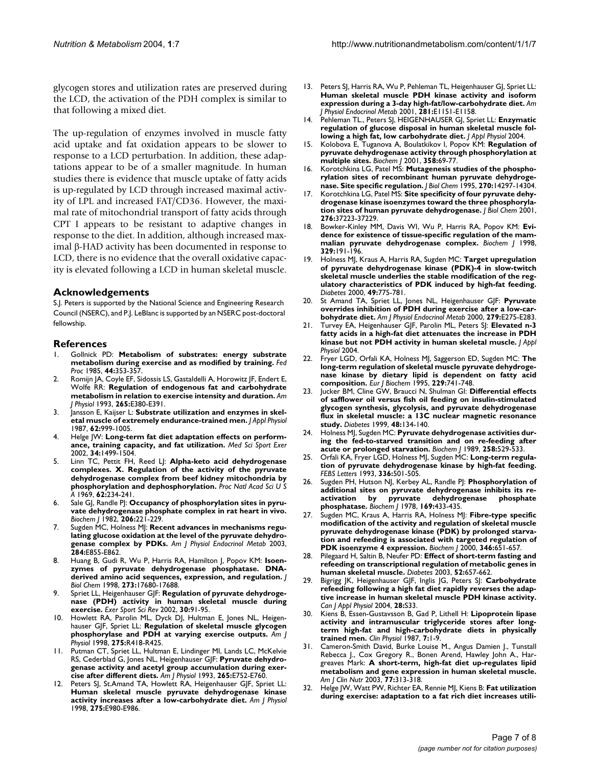glycogen stores and utilization rates are preserved during the LCD, the activation of the PDH complex is similar to that following a mixed diet.

The up-regulation of enzymes involved in muscle fatty acid uptake and fat oxidation appears to be slower to response to a LCD perturbation. In addition, these adaptations appear to be of a smaller magnitude. In human studies there is evidence that muscle uptake of fatty acids is up-regulated by LCD through increased maximal activity of LPL and increased FAT/CD36. However, the maximal rate of mitochondrial transport of fatty acids through CPT I appears to be resistant to adaptive changes in response to the diet. In addition, although increased maximal β-HAD activity has been documented in response to LCD, there is no evidence that the overall oxidative capacity is elevated following a LCD in human skeletal muscle.

## Acknowledgements

S.J. Peters is supported by the National Science and Engineering Research Council (NSERC), and P.J. LeBlanc is supported by an NSERC post-doctoral fellowship.

## References

1. Gollnick PD: **Metabolism of substrates: energy substrate metabolism during exercise and as modified by training.** *Fed Proc* 1985, **44:**353-357.
2. Romijn JA, Coyle EF, Sidossis LS, Gastaldelli A, Horowitz JF, Endert E, Wolfe RR: **Regulation of endogenous fat and carbohydrate metabolism in relation to exercise intensity and duration.** *Am J Physiol* 1993, **265:**E380-E391.
3. Jansson E, Kaijser L: **Substrate utilization and enzymes in skeletal muscle of extremely endurance-trained men.** *J Appl Physiol* 1987, **62:**999-1005.
4. Helge JW: **Long-term fat diet adaptation effects on performance, training capacity, and fat utilization.** *Med Sci Sport Exer* 2002, **34:**1499-1504.
5. Linn TC, Pettit FH, Reed LJ: **Alpha-keto acid dehydrogenase complexes. X. Regulation of the activity of the pyruvate dehydrogenase complex from beef kidney mitochondria by phosphorylation and dephosphorylation.** *Proc Natl Acad Sci U S A* 1969, **62:**234-241.
6. Sale GJ, Randle PJ: **Occupancy of phosphorylation sites in pyruvate dehydrogenase phosphate complex in rat heart in vivo.** *Biochem J* 1982, **206:**221-229.
7. Sugden MC, Holness MJ: **Recent advances in mechanisms regulating glucose oxidation at the level of the pyruvate dehydrogenase complex by PDKs.** *Am J Physiol Endocrinol Metab* 2003, **284:**E855-E862.
8. Huang B, Gudi R, Wu P, Harris RA, Hamilton J, Popov KM: **Isoenzymes of pyruvate dehydrogenase phosphatase. DNA-derived amino acid sequences, expression, and regulation.** *J Biol Chem* 1998, **273:**17680-17688.
9. Spriet LL, Heigenhauser GJF: **Regulation of pyruvate dehydrogenase (PDH) activity in human skeletal muscle during exercise.** *Exer Sport Sci Rev* 2002, **30:**91-95.
10. Howlett RA, Parolin ML, Dyck DJ, Hultman E, Jones NL, Heigenhauser GJF, Spriet LL: **Regulation of skeletal muscle glycogen phosphorylase and PDH at varying exercise outputs.** *Am J Physiol* 1998, **275:**R418-R425.
11. Putman CT, Spriet LL, Hultman E, Lindinger MI, Lands LC, McKelvie RS, Cederblad G, Jones NL, Heigenhauser GJF: **Pyruvate dehydrogenase activity and acetyl group accumulation during exercise after different diets.** *Am J Physiol* 1993, **265:**E752-E760.
12. Peters SJ, St.Amand TA, Howlett RA, Heigenhauser GJF, Spriet LL: **Human skeletal muscle pyruvate dehydrogenase kinase activity increases after a low-carbohydrate diet.** *Am J Physiol* 1998, **275:**E980-E986.
13. Peters SJ, Harris RA, Wu P, Pehleman TL, Heigenhauser GJ, Spriet LL: **Human skeletal muscle PDH kinase activity and isoform expression during a 3-day high-fat/low-carbohydrate diet.** *Am J Physiol Endocrinol Metab* 2001, **281:**E1151-E1158.
14. Pehleman TL., Peters SJ, HEIGENHAUSER GJ, Spriet LL: **Enzymatic regulation of glucose disposal in human skeletal muscle following a high fat, low carbohydrate diet.** *J Appl Physiol* 2004.
15. Kolobova E, Tuganova A, Boulatkikov I, Popov KM: **Regulation of pyruvate dehydrogenase activity through phosphorylation at multiple sites.** *Biochem J* 2001, **358:**69-77.
16. Korotchkina LG, Patel MS: **Mutagenesis studies of the phosphorylation sites of recombinant human pyruvate dehydrogenase. Site specific regulation.** *J Biol Chem* 1995, **270:**14297-14304.
17. Korotchkina LG, Patel MS: **Site specificity of four pyruvate dehydrogenase kinase isoenzymes toward the three phosphorylation sites of human pyruvate dehydrogenase.** *J Biol Chem* 2001, **276:**37223-37229.
18. Bowker-Kinley MM, Davis WI, Wu P, Harris RA, Popov KM: **Evidence for existence of tissue-specific regulation of the mammalian pyruvate dehydrogenase complex.** *Biochem J* 1998, **329:**191-196.
19. Holness MJ, Kraus A, Harris RA, Sugden MC: **Target upregulation of pyruvate dehydrogenase kinase (PDK)-4 in slow-twitch skeletal muscle underlies the stable modification of the regulatory characteristics of PDK induced by high-fat feeding.** *Diabetes* 2000, **49:**775-781.
20. St Amand TA, Spriet LL, Jones NL, Heigenhauser GJF: **Pyruvate overrides inhibition of PDH during exercise after a low-carbohydrate diet.** *Am J Physiol Endocrinol Metab* 2000, **279:**E275-E283.
21. Turvey EA, Heigenhauser GJF, Parolin ML, Peters SJ: **Elevated n-3 fatty acids in a high-fat diet attenuates the increase in PDH kinase but not PDH activity in human skeletal muscle.** *J Appl Physiol* 2004.
22. Fryer LGD, Orfali KA, Holness MJ, Saggerson ED, Sugden MC: **The long-term regulation of skeletal muscle pyruvate dehydrogenase kinase by dietary lipid is dependent on fatty acid composition.** *Eur J Biochem* 1995, **229:**741-748.
23. Jucker BM, Cline GW, Braucci N, Shulman GI: **Differential effects of safflower oil versus fish oil feeding on insulin-stimulated glycogen synthesis, glycolysis, and pyruvate dehydrogenase flux in skeletal muscle: a 13C nuclear magnetic resonance study.** *Diabetes* 1999, **48:**134-140.
24. Holness MJ, Sugden MC: **Pyruvate dehydrogenase activities during the fed-to-starved transition and on re-feeding after acute or prolonged starvation.** *Biochem J* 1989, **258:**529-533.
25. Orfali KA, Fryer LGD, Holness MJ, Sugden MC: **Long-term regulation of pyruvate dehydrogenase kinase by high-fat feeding.** *FEBS Letters* 1993, **336:**501-505.
26. Sugden PH, Hutson NJ, Kerbey AL, Randle PJ: **Phosphorylation of additional sites on pyruvate dehydrogenase inhibits its re-activation by pyruvate dehydrogenase phosphate phosphatase.** *Biochem J* 1978, **169:**433-435.
27. Sugden MC, Kraus A, Harris RA, Holness MJ: **Fibre-type specific modification of the activity and regulation of skeletal muscle pyruvate dehydrogenase kinase (PDK) by prolonged starvation and refeeding is associated with targeted regulation of PDK isoenzyme 4 expression.** *Biochem J* 2000, **346:**651-657.
28. Pilegaard H, Saltin B, Neufer PD: **Effect of short-term fasting and refeeding on transcriptional regulation of metabolic genes in human skeletal muscle.** *Diabetes* 2003, **52:**657-662.
29. Bigrigg JK, Heigenhauser GJF, Inglis JG, Peters SJ: **Carbohydrate refeeding following a high fat diet rapidly reverses the adaptive increase in human skeletal muscle PDH kinase activity.** *Can J Appl Physiol* 2004, **28:**S33.
30. Kiens B, Essen-Gustavsson B, Gad P, Lithell H: **Lipoprotein lipase activity and intramuscular triglyceride stores after long-term high-fat and high-carbohydrate diets in physically trained men.** *Clin Physiol* 1987, **7:**1-9.
31. Cameron-Smith David, Burke Louise M., Angus Damien J., Tunstall Rebecca J., Cox Gregory R., Bonen Arend, Hawley John A., Hargreaves Mark: **A short-term, high-fat diet up-regulates lipid metabolism and gene expression in human skeletal muscle.** *Am J Clin Nutr* 2003, **77:**313-318.
32. Helge JW, Watt PW, Richter EA, Rennie MJ, Kiens B: **Fat utilization during exercise: adaptation to a fat rich diet increases utili-**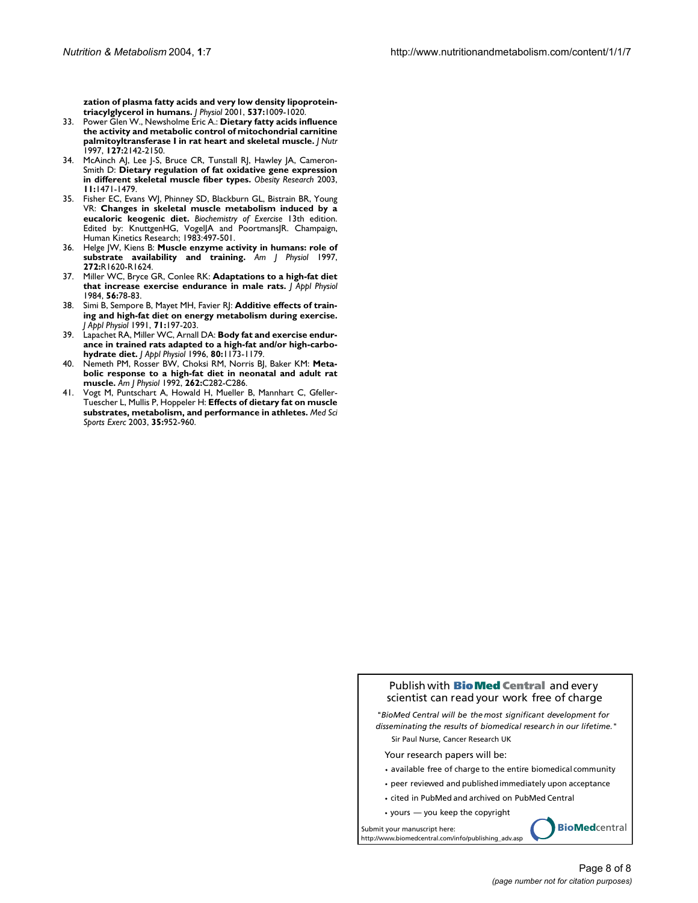**zation of plasma fatty acids and very low density lipoprotein-triacylglycerol in humans.** *J Physiol* 2001, **537:**1009-1020.

33. Power Glen W., Newsholme Eric A.: **Dietary fatty acids influence the activity and metabolic control of mitochondrial carnitine palmitoyltransferase I in rat heart and skeletal muscle.** *J Nutr* 1997, **127:**2142-2150.
34. McAinch AJ, Lee J-S, Bruce CR, Tunstall RJ, Hawley JA, Cameron-Smith D: **Dietary regulation of fat oxidative gene expression in different skeletal muscle fiber types.** *Obesity Research* 2003, **11:**1471-1479.
35. Fisher EC, Evans WJ, Phinney SD, Blackburn GL, Bistrain BR, Young VR: **Changes in skeletal muscle metabolism induced by a eucaloric keogenic diet.** *Biochemistry of Exercise* 13th edition. Edited by: KnuttgenHG, VogelJA and PoortmansJR. Champaign, Human Kinetics Research; 1983:497-501.
36. Helge JW, Kiens B: **Muscle enzyme activity in humans: role of substrate availability and training.** *Am J Physiol* 1997, **272:**R1620-R1624.
37. Miller WC, Bryce GR, Conlee RK: **Adaptations to a high-fat diet that increase exercise endurance in male rats.** *J Appl Physiol* 1984, **56:**78-83.
38. Simi B, Sempore B, Mayet MH, Favier RJ: **Additive effects of training and high-fat diet on energy metabolism during exercise.** *J Appl Physiol* 1991, **71:**197-203.
39. Lapachet RA, Miller WC, Arnall DA: **Body fat and exercise endurance in trained rats adapted to a high-fat and/or high-carbohydrate diet.** *J Appl Physiol* 1996, **80:**1173-1179.
40. Nemeth PM, Rosser BW, Choksi RM, Norris BJ, Baker KM: **Metabolic response to a high-fat diet in neonatal and adult rat muscle.** *Am J Physiol* 1992, **262:**C282-C286.
41. Vogt M, Puntschart A, Howald H, Mueller B, Mannhart C, Gfeller-Tuescher L, Mullis P, Hoppeler H: **Effects of dietary fat on muscle substrates, metabolism, and performance in athletes.** *Med Sci Sports Exerc* 2003, **35:**952-960.

Publish with **BioMed Central** and every scientist can read your work free of charge

*"BioMed Central will be the most significant development for disseminating the results of biomedical research in our lifetime."*

Sir Paul Nurse, Cancer Research UK

Your research papers will be:

- available free of charge to the entire biomedical community
- peer reviewed and published immediately upon acceptance
- cited in PubMed and archived on PubMed Central
- yours — you keep the copyright

Submit your manuscript here:
http://www.biomedcentral.com/info/publishing_adv.asp

**BioMed**central